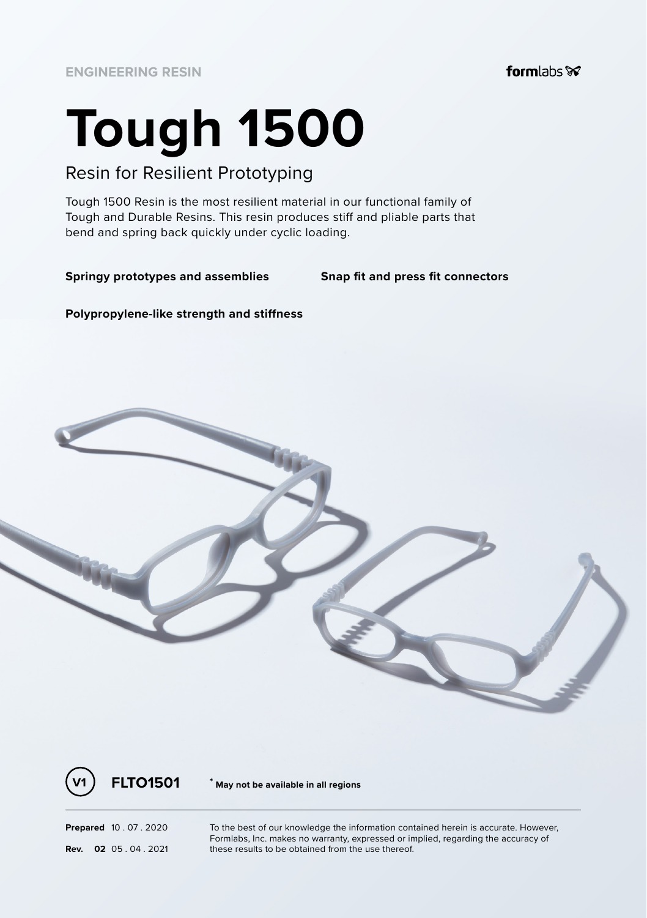ENGINEERING RESIN

formlabs

# Tough 1500

## Resin for Resilient Prototyping

Tough 1500 Resin is the most resilient material in our functional family of Tough and Durable Resins. This resin produces stiff and pliable parts that bend and spring back quickly under cyclic loading.

**Springy prototypes and assemblies**

**Snap fit and press fit connectors**

**Polypropylene-like strength and stiffness**

V1 **FLTO1501** * **May not be available in all regions**

**Prepared** 10 . 07 . 2020

**Rev. 02** 05 . 04 . 2021

To the best of our knowledge the information contained herein is accurate. However, Formlabs, Inc. makes no warranty, expressed or implied, regarding the accuracy of these results to be obtained from the use thereof.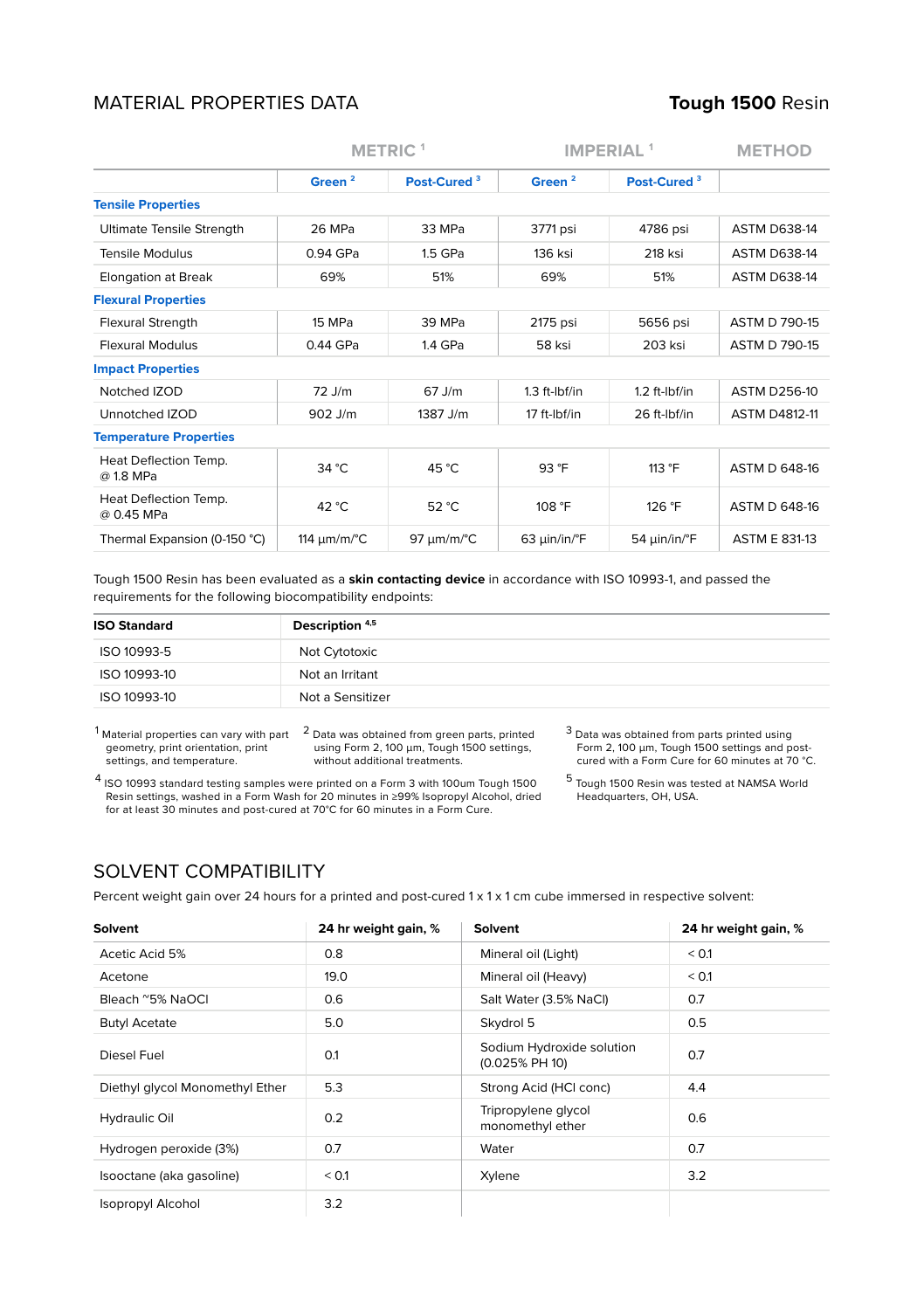## MATERIAL PROPERTIES DATA

**Tough 1500** Resin

| | METRIC [1] | | IMPERIAL [1] | | METHOD |
|---|---|---|---|---|---|
| | Green [2] | Post-Cured [3] | Green [2] | Post-Cured [3] | |
| **Tensile Properties** | | | | | |
| Ultimate Tensile Strength | 26 MPa | 33 MPa | 3771 psi | 4786 psi | ASTM D638-14 |
| Tensile Modulus | 0.94 GPa | 1.5 GPa | 136 ksi | 218 ksi | ASTM D638-14 |
| Elongation at Break | 69% | 51% | 69% | 51% | ASTM D638-14 |
| **Flexural Properties** | | | | | |
| Flexural Strength | 15 MPa | 39 MPa | 2175 psi | 5656 psi | ASTM D 790-15 |
| Flexural Modulus | 0.44 GPa | 1.4 GPa | 58 ksi | 203 ksi | ASTM D 790-15 |
| **Impact Properties** | | | | | |
| Notched IZOD | 72 J/m | 67 J/m | 1.3 ft-lbf/in | 1.2 ft-lbf/in | ASTM D256-10 |
| Unnotched IZOD | 902 J/m | 1387 J/m | 17 ft-lbf/in | 26 ft-lbf/in | ASTM D4812-11 |
| **Temperature Properties** | | | | | |
| Heat Deflection Temp. @ 1.8 MPa | 34 °C | 45 °C | 93 °F | 113 °F | ASTM D 648-16 |
| Heat Deflection Temp. @ 0.45 MPa | 42 °C | 52 °C | 108 °F | 126 °F | ASTM D 648-16 |
| Thermal Expansion (0-150 °C) | 114 μm/m/°C | 97 μm/m/°C | 63 μin/in/°F | 54 μin/in/°F | ASTM E 831-13 |

Tough 1500 Resin has been evaluated as a **skin contacting device** in accordance with ISO 10993-1, and passed the requirements for the following biocompatibility endpoints:

| ISO Standard | Description [4,5] |
|---|---|
| ISO 10993-5 | Not Cytotoxic |
| ISO 10993-10 | Not an Irritant |
| ISO 10993-10 | Not a Sensitizer |

[1] Material properties can vary with part geometry, print orientation, print settings, and temperature.

[2] Data was obtained from green parts, printed using Form 2, 100 µm, Tough 1500 settings, without additional treatments.

[3] Data was obtained from parts printed using Form 2, 100 µm, Tough 1500 settings and post-cured with a Form Cure for 60 minutes at 70 °C.

[4] ISO 10993 standard testing samples were printed on a Form 3 with 100um Tough 1500 Resin settings, washed in a Form Wash for 20 minutes in ≥99% Isopropyl Alcohol, dried for at least 30 minutes and post-cured at 70°C for 60 minutes in a Form Cure.

[5] Tough 1500 Resin was tested at NAMSA World Headquarters, OH, USA.

## SOLVENT COMPATIBILITY

Percent weight gain over 24 hours for a printed and post-cured 1 x 1 x 1 cm cube immersed in respective solvent:

| Solvent | 24 hr weight gain, % | Solvent | 24 hr weight gain, % |
|---|---|---|---|
| Acetic Acid 5% | 0.8 | Mineral oil (Light) | < 0.1 |
| Acetone | 19.0 | Mineral oil (Heavy) | < 0.1 |
| Bleach ~5% NaOCl | 0.6 | Salt Water (3.5% NaCl) | 0.7 |
| Butyl Acetate | 5.0 | Skydrol 5 | 0.5 |
| Diesel Fuel | 0.1 | Sodium Hydroxide solution (0.025% PH 10) | 0.7 |
| Diethyl glycol Monomethyl Ether | 5.3 | Strong Acid (HCl conc) | 4.4 |
| Hydraulic Oil | 0.2 | Tripropylene glycol monomethyl ether | 0.6 |
| Hydrogen peroxide (3%) | 0.7 | Water | 0.7 |
| Isooctane (aka gasoline) | < 0.1 | Xylene | 3.2 |
| Isopropyl Alcohol | 3.2 | | |